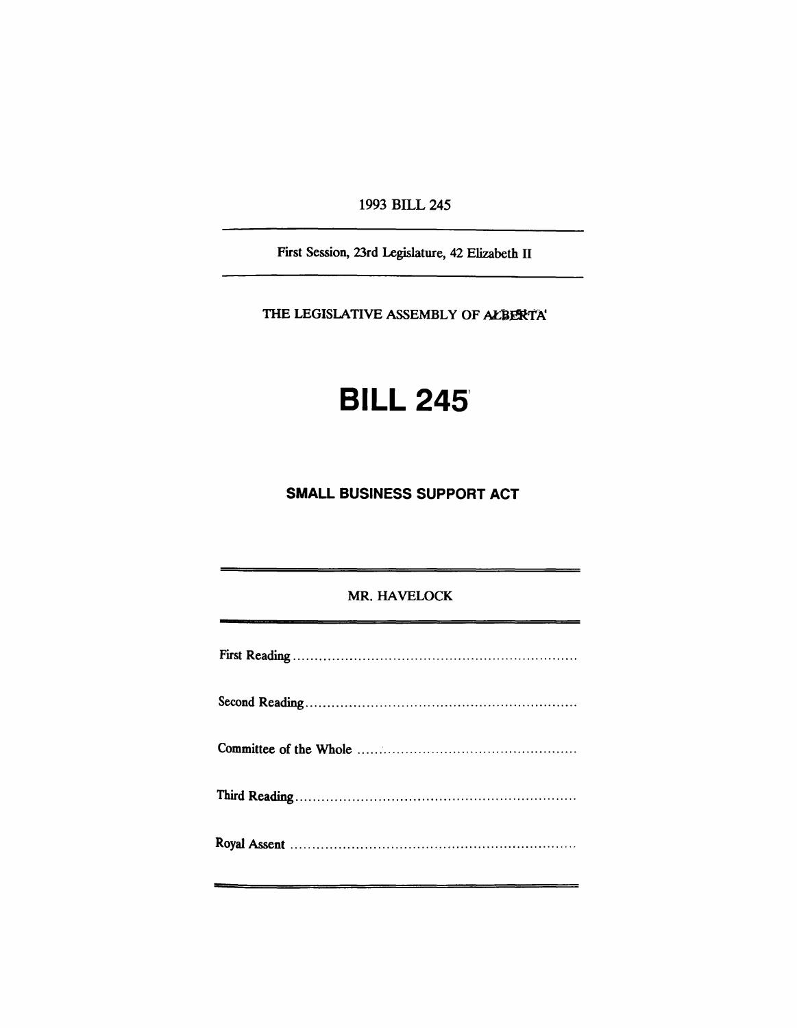1993 BILL 245

---

First Session, 23rd Legislature, 42 Elizabeth II

---

THE LEGISLATIVE ASSEMBLY OF ALBERTA

# BILL 245

## SMALL BUSINESS SUPPORT ACT

---

MR. HAVELOCK

---

First Reading ..................................................................

Second Reading ..............................................................

Committee of the Whole ..................................................

Third Reading .................................................................

Royal Assent ..................................................................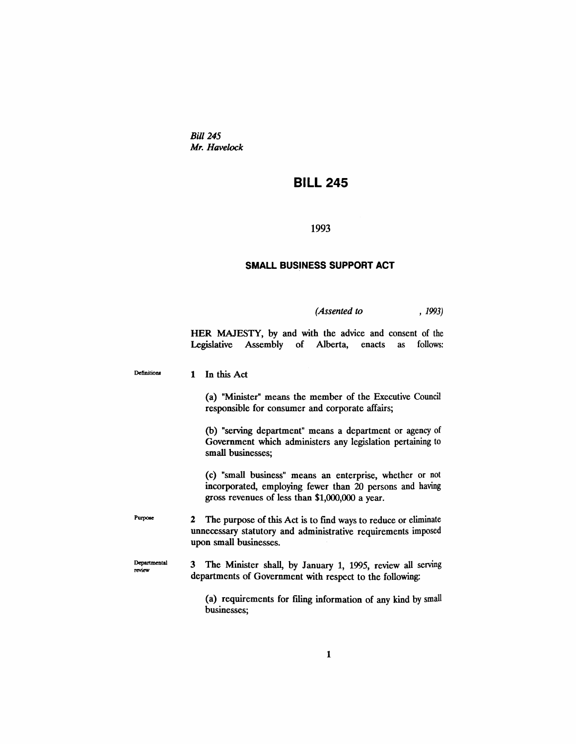*Bill 245*
*Mr. Havelock*

# BILL 245

1993

## SMALL BUSINESS SUPPORT ACT

*(Assented to , 1993)*

HER MAJESTY, by and with the advice and consent of the Legislative Assembly of Alberta, enacts as follows:

Definitions

**1** In this Act

(a) "Minister" means the member of the Executive Council responsible for consumer and corporate affairs;

(b) "serving department" means a department or agency of Government which administers any legislation pertaining to small businesses;

(c) "small business" means an enterprise, whether or not incorporated, employing fewer than 20 persons and having gross revenues of less than $1,000,000 a year.

Purpose

**2** The purpose of this Act is to find ways to reduce or eliminate unnecessary statutory and administrative requirements imposed upon small businesses.

Departmental review

**3** The Minister shall, by January 1, 1995, review all serving departments of Government with respect to the following:

(a) requirements for filing information of any kind by small businesses;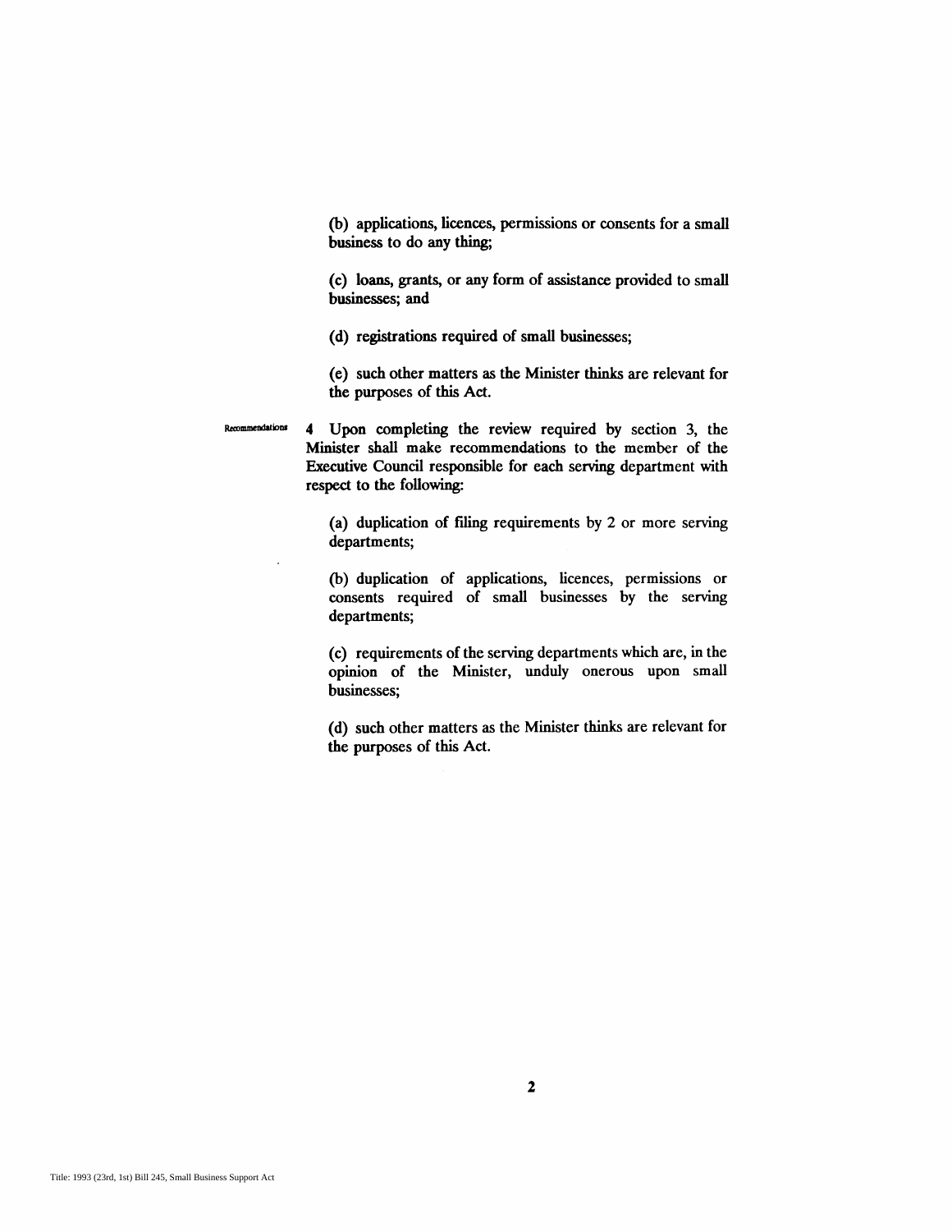(b) applications, licences, permissions or consents for a small business to do any thing;

(c) loans, grants, or any form of assistance provided to small businesses; and

(d) registrations required of small businesses;

(e) such other matters as the Minister thinks are relevant for the purposes of this Act.

Recommendations

**4** Upon completing the review required by section 3, the Minister shall make recommendations to the member of the Executive Council responsible for each serving department with respect to the following:

(a) duplication of filing requirements by 2 or more serving departments;

(b) duplication of applications, licences, permissions or consents required of small businesses by the serving departments;

(c) requirements of the serving departments which are, in the opinion of the Minister, unduly onerous upon small businesses;

(d) such other matters as the Minister thinks are relevant for the purposes of this Act.